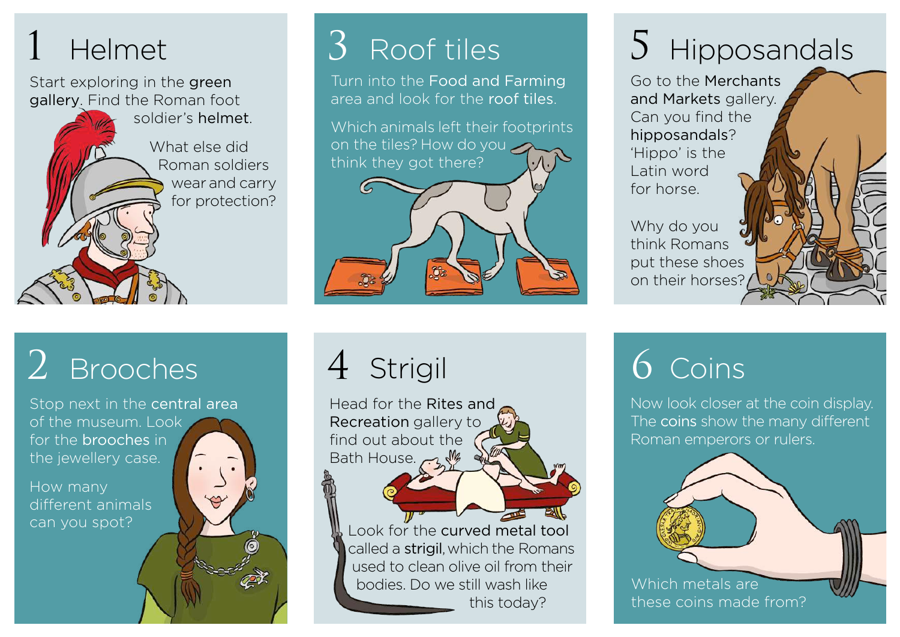## 1 Helmet

Start exploring in the **green gallery**. Find the Roman foot soldier's **helmet**.

What else did Roman soldiers wear and carry for protection?

## 2 Brooches

Stop next in the **central area** of the museum. Look for the **brooches** in the jewellery case.

How many different animals can you spot?

## 3 Roof tiles

Turn into the **Food and Farming** area and look for the **roof tiles**.

Which animals left their footprints on the tiles? How do you think they got there?

## 4 Strigil

Head for the **Rites and Recreation** gallery to find out about the Bath House.

Look for the **curved metal tool** called a **strigil**, which the Romans used to clean olive oil from their bodies. Do we still wash like this today?

## 5 Hipposandals

Go to the **Merchants and Markets** gallery. Can you find the **hipposandals**? 'Hippo' is the Latin word for horse.

Why do you think Romans put these shoes on their horses?

## 6 Coins

Now look closer at the coin display. The **coins** show the many different Roman emperors or rulers.

Which metals are these coins made from?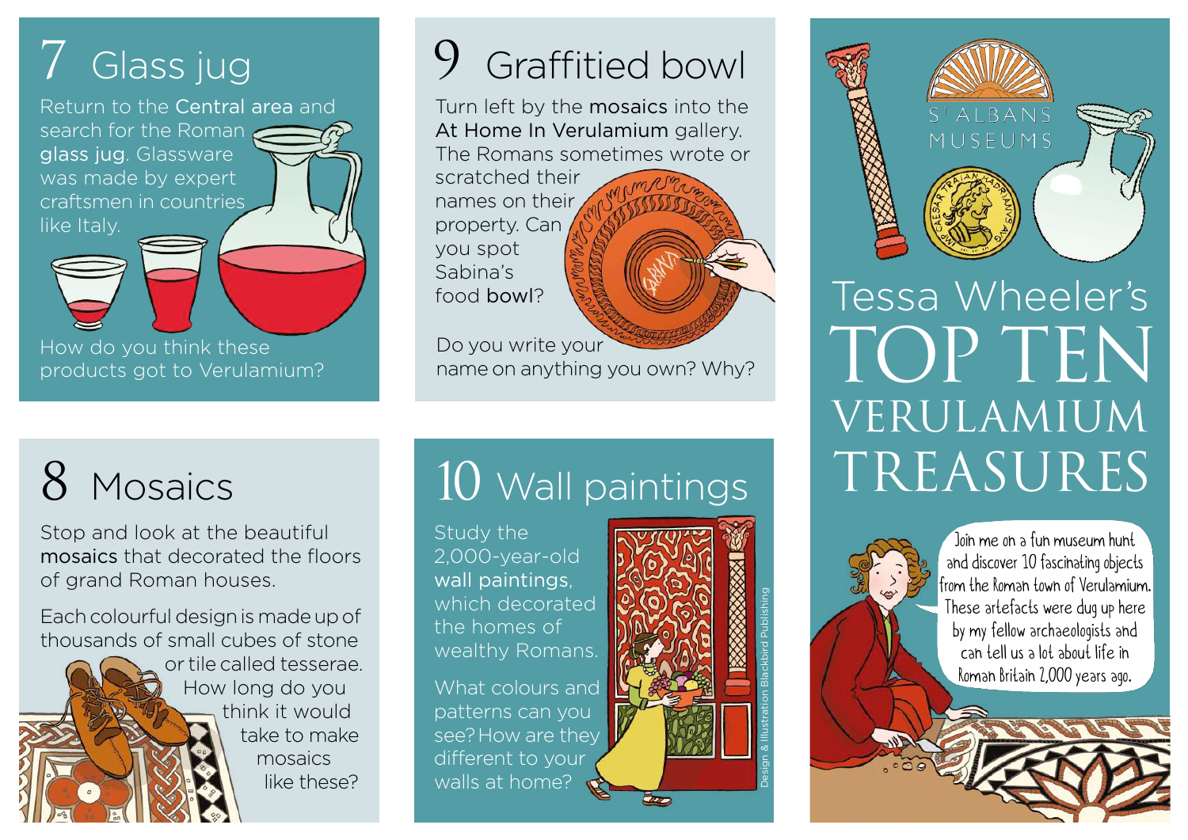## 7 Glass jug

Return to the **Central area** and search for the Roman **glass jug**. Glassware was made by expert craftsmen in countries like Italy.

How do you think these products got to Verulamium?

## 8 Mosaics

Stop and look at the beautiful **mosaics** that decorated the floors of grand Roman houses.

Each colourful design is made up of thousands of small cubes of stone or tile called tesserae. How long do you think it would take to make mosaics like these?

## 9 Graffitied bowl

Turn left by the **mosaics** into the **At Home In Verulamium** gallery. The Romans sometimes wrote or scratched their names on their property. Can you spot Sabina's food **bowl**?

Do you write your name on anything you own? Why?

## 10 Wall paintings

Study the 2,000-year-old **wall paintings**, which decorated the homes of wealthy Romans.

What colours and patterns can you see? How are they different to your walls at home?

Design & Illustration Blackbird Publishing

ST ALBANS MUSEUMS

# Tessa Wheeler's TOP TEN VERULAMIUM TREASURES

Join me on a fun museum hunt and discover 10 fascinating objects from the Roman town of Verulamium. These artefacts were dug up here by my fellow archaeologists and can tell us a lot about life in Roman Britain 2,000 years ago.